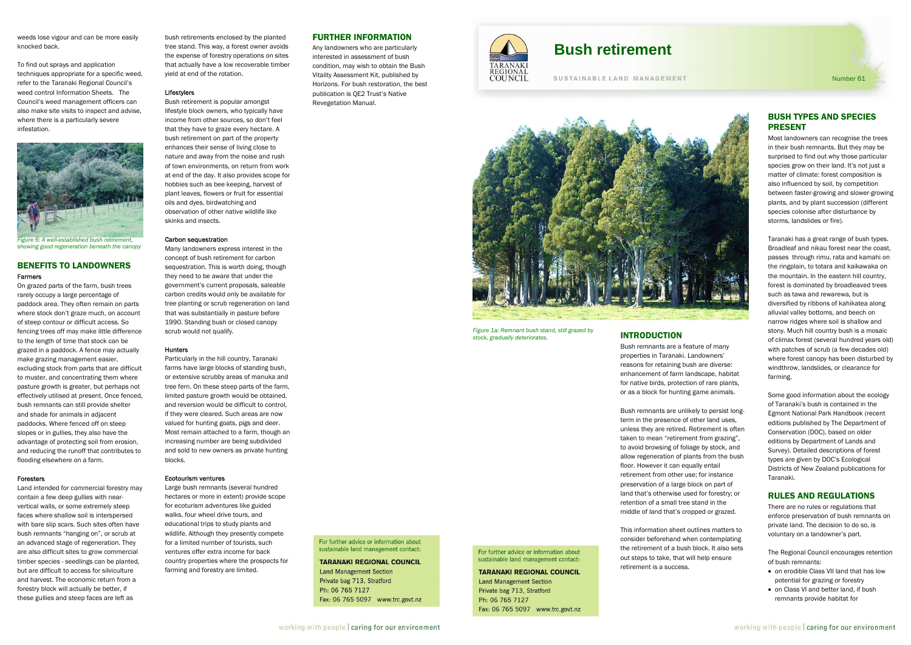# Bush retirement

SUSTAINABLE LAND MANAGEMENT

Number 61

*Figure 1a: Remnant bush stand, still grazed by stock, gradually deteriorates.*

## INTRODUCTION

Bush remnants are a feature of many properties in Taranaki. Landowners' reasons for retaining bush are diverse: enhancement of farm landscape, habitat for native birds, protection of rare plants, or as a block for hunting game animals.

Bush remnants are unlikely to persist long-term in the presence of other land uses, unless they are retired. Retirement is often taken to mean "retirement from grazing", to avoid browsing of foliage by stock, and allow regeneration of plants from the bush floor. However it can equally entail retirement from other use; for instance preservation of a large block on part of land that's otherwise used for forestry; or retention of a small tree stand in the middle of land that's cropped or grazed.

This information sheet outlines matters to consider beforehand when contemplating the retirement of a bush block. It also sets out steps to take, that will help ensure retirement is a success.

## BUSH TYPES AND SPECIES PRESENT

Most landowners can recognise the trees in their bush remnants. But they may be surprised to find out why those particular species grow on their land. It's not just a matter of climate: forest composition is also influenced by soil, by competition between faster-growing and slower-growing plants, and by plant succession (different species colonise after disturbance by storms, landslides or fire).

Taranaki has a great range of bush types. Broadleaf and nikau forest near the coast, passes through rimu, rata and kamahi on the ringplain, to totara and kaikawaka on the mountain. In the eastern hill country, forest is dominated by broadleaved trees such as tawa and rewarewa, but is diversified by ribbons of kahikatea along alluvial valley bottoms, and beech on narrow ridges where soil is shallow and stony. Much hill country bush is a mosaic of climax forest (several hundred years old) with patches of scrub (a few decades old) where forest canopy has been disturbed by windthrow, landslides, or clearance for farming.

Some good information about the ecology of Taranaki's bush is contained in the Egmont National Park Handbook (recent editions published by The Department of Conservation (DOC), based on older editions by Department of Lands and Survey). Detailed descriptions of forest types are given by DOC's Ecological Districts of New Zealand publications for Taranaki.

## RULES AND REGULATIONS

There are no rules or regulations that enforce preservation of bush remnants on private land. The decision to do so, is voluntary on a landowner's part.

The Regional Council encourages retention of bush remnants:

- on erodible Class VII land that has low potential for grazing or forestry
- on Class VI and better land, if bush remnants provide habitat for

weeds lose vigour and can be more easily knocked back.

To find out sprays and application techniques appropriate for a specific weed, refer to the Taranaki Regional Council's weed control Information Sheets. The Council's weed management officers can also make site visits to inspect and advise, where there is a particularly severe infestation.

*Figure 6: A well-established bush retirement, showing good regeneration beneath the canopy*

## BENEFITS TO LANDOWNERS

### Farmers

On grazed parts of the farm, bush trees rarely occupy a large percentage of paddock area. They often remain on parts where stock don't graze much, on account of steep contour or difficult access. So fencing trees off may make little difference to the length of time that stock can be grazed in a paddock. A fence may actually make grazing management easier, excluding stock from parts that are difficult to muster, and concentrating them where pasture growth is greater, but perhaps not effectively utilised at present. Once fenced, bush remnants can still provide shelter and shade for animals in adjacent paddocks. Where fenced off on steep slopes or in gullies, they also have the advantage of protecting soil from erosion, and reducing the runoff that contributes to flooding elsewhere on a farm.

### Foresters

Land intended for commercial forestry may contain a few deep gullies with near-vertical walls, or some extremely steep faces where shallow soil is interspersed with bare slip scars. Such sites often have bush remnants "hanging on", or scrub at an advanced stage of regeneration. They are also difficult sites to grow commercial timber species - seedlings can be planted, but are difficult to access for silviculture and harvest. The economic return from a forestry block will actually be better, if these gullies and steep faces are left as bush retirements enclosed by the planted tree stand. This way, a forest owner avoids the expense of forestry operations on sites that actually have a low recoverable timber yield at end of the rotation.

### Lifestylers

Bush retirement is popular amongst lifestyle block owners, who typically have income from other sources, so don't feel that they have to graze every hectare. A bush retirement on part of the property enhances their sense of living close to nature and away from the noise and rush of town environments, on return from work at end of the day. It also provides scope for hobbies such as bee keeping, harvest of plant leaves, flowers or fruit for essential oils and dyes, birdwatching and observation of other native wildlife like skinks and insects.

### Carbon sequestration

Many landowners express interest in the concept of bush retirement for carbon sequestration. This is worth doing, though they need to be aware that under the government's current proposals, saleable carbon credits would only be available for tree planting or scrub regeneration on land that was substantially in pasture before 1990. Standing bush or closed canopy scrub would not qualify.

### Hunters

Particularly in the hill country, Taranaki farms have large blocks of standing bush, or extensive scrubby areas of manuka and tree fern. On these steep parts of the farm, limited pasture growth would be obtained, and reversion would be difficult to control, if they were cleared. Such areas are now valued for hunting goats, pigs and deer. Most remain attached to a farm, though an increasing number are being subdivided and sold to new owners as private hunting blocks.

### Ecotourism ventures

Large bush remnants (several hundred hectares or more in extent) provide scope for ecoturism adventures like guided walks, four wheel drive tours, and educational trips to study plants and wildlife. Although they presently compete for a limited number of tourists, such ventures offer extra income for back country properties where the prospects for farming and forestry are limited.

## FURTHER INFORMATION

Any landowners who are particularly interested in assessment of bush condition, may wish to obtain the Bush Vitality Assessment Kit, published by Horizons. For bush restoration, the best publication is QE2 Trust's Native Revegetation Manual.

For further advice or information about sustainable land management contact:

**TARANAKI REGIONAL COUNCIL**
Land Management Section
Private bag 713, Stratford
Ph: 06 765 7127
Fax: 06 765 5097 www.trc.govt.nz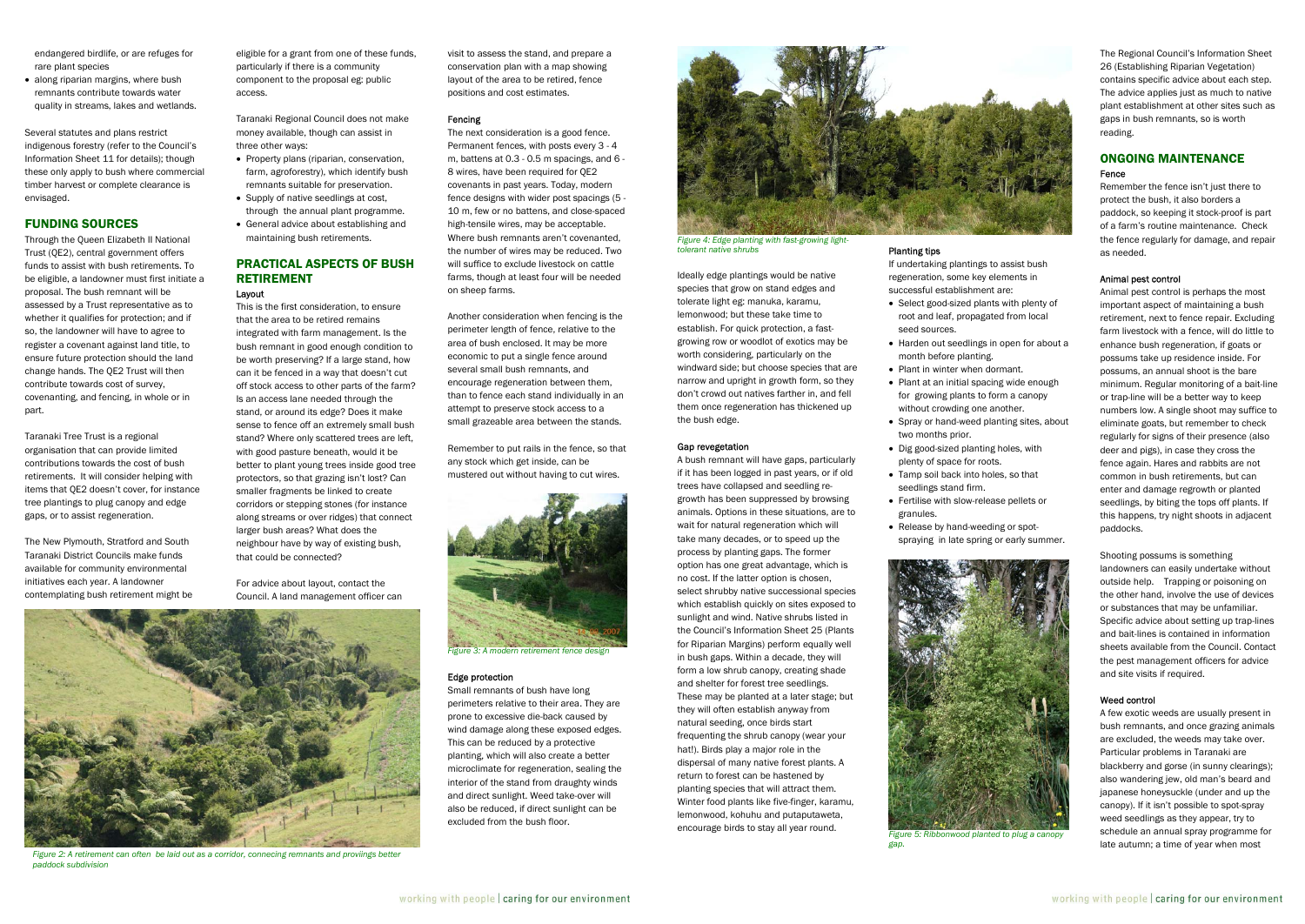endangered birdlife, or are refuges for rare plant species

- along riparian margins, where bush remnants contribute towards water quality in streams, lakes and wetlands.

Several statutes and plans restrict indigenous forestry (refer to the Council's Information Sheet 11 for details); though these only apply to bush where commercial timber harvest or complete clearance is envisaged.

## FUNDING SOURCES

Through the Queen Elizabeth II National Trust (QE2), central government offers funds to assist with bush retirements. To be eligible, a landowner must first initiate a proposal. The bush remnant will be assessed by a Trust representative as to whether it qualifies for protection; and if so, the landowner will have to agree to register a covenant against land title, to ensure future protection should the land change hands. The QE2 Trust will then contribute towards cost of survey, covenanting, and fencing, in whole or in part.

Taranaki Tree Trust is a regional organisation that can provide limited contributions towards the cost of bush retirements. It will consider helping with items that QE2 doesn't cover, for instance tree plantings to plug canopy and edge gaps, or to assist regeneration.

The New Plymouth, Stratford and South Taranaki District Councils make funds available for community environmental initiatives each year. A landowner contemplating bush retirement might be eligible for a grant from one of these funds, particularly if there is a community component to the proposal eg: public access.

Taranaki Regional Council does not make money available, though can assist in three other ways:

- Property plans (riparian, conservation, farm, agroforestry), which identify bush remnants suitable for preservation.
- Supply of native seedlings at cost, through the annual plant programme.
- General advice about establishing and maintaining bush retirements.

## PRACTICAL ASPECTS OF BUSH RETIREMENT

### Layout

This is the first consideration, to ensure that the area to be retired remains integrated with farm management. Is the bush remnant in good enough condition to be worth preserving? If a large stand, how can it be fenced in a way that doesn't cut off stock access to other parts of the farm? Is an access lane needed through the stand, or around its edge? Does it make sense to fence off an extremely small bush stand? Where only scattered trees are left, with good pasture beneath, would it be better to plant young trees inside good tree protectors, so that grazing isn't lost? Can smaller fragments be linked to create corridors or stepping stones (for instance along streams or over ridges) that connect larger bush areas? What does the neighbour have by way of existing bush, that could be connected?

For advice about layout, contact the Council. A land management officer can visit to assess the stand, and prepare a conservation plan with a map showing layout of the area to be retired, fence positions and cost estimates.

*Figure 2: A retirement can often be laid out as a corridor, connecing remnants and provings better paddock subdivision*

### Fencing

The next consideration is a good fence. Permanent fences, with posts every 3 - 4 m, battens at 0.3 - 0.5 m spacings, and 6 - 8 wires, have been required for QE2 covenants in past years. Today, modern fence designs with wider post spacings (5 - 10 m, few or no battens, and close-spaced high-tensile wires, may be acceptable. Where bush remnants aren't covenanted, the number of wires may be reduced. Two will suffice to exclude livestock on cattle farms, though at least four will be needed on sheep farms.

Another consideration when fencing is the perimeter length of fence, relative to the area of bush enclosed. It may be more economic to put a single fence around several small bush remnants, and encourage regeneration between them, than to fence each stand individually in an attempt to preserve stock access to a small grazeable area between the stands.

Remember to put rails in the fence, so that any stock which get inside, can be mustered out without having to cut wires.

*Figure 3: A modern retirement fence design*

### Edge protection

Small remnants of bush have long perimeters relative to their area. They are prone to excessive die-back caused by wind damage along these exposed edges. This can be reduced by a protective planting, which will also create a better microclimate for regeneration, sealing the interior of the stand from draughty winds and direct sunlight. Weed take-over will also be reduced, if direct sunlight can be excluded from the bush floor.

*Figure 4: Edge planting with fast-growing light-tolerant native shrubs*

Ideally edge plantings would be native species that grow on stand edges and tolerate light eg: manuka, karamu, lemonwood; but these take time to establish. For quick protection, a fast-growing row or woodlot of exotics may be worth considering, particularly on the windward side; but choose species that are narrow and upright in growth form, so they don't crowd out natives farther in, and fell them once regeneration has thickened up the bush edge.

### Gap revegetation

A bush remnant will have gaps, particularly if it has been logged in past years, or if old trees have collapsed and seedling re-growth has been suppressed by browsing animals. Options in these situations, are to wait for natural regeneration which will take many decades, or to speed up the process by planting gaps. The former option has one great advantage, which is no cost. If the latter option is chosen, select shrubby native successional species which establish quickly on sites exposed to sunlight and wind. Native shrubs listed in the Council's Information Sheet 25 (Plants for Riparian Margins) perform equally well in bush gaps. Within a decade, they will form a low shrub canopy, creating shade and shelter for forest tree seedlings. These may be planted at a later stage; but they will often establish anyway from natural seeding, once birds start frequenting the shrub canopy (wear your hat!). Birds play a major role in the dispersal of many native forest plants. A return to forest can be hastened by planting species that will attract them. Winter food plants like five-finger, karamu, lemonwood, kohuhu and putaputaweta, encourage birds to stay all year round.

### Planting tips

If undertaking plantings to assist bush regeneration, some key elements in successful establishment are:

- Select good-sized plants with plenty of root and leaf, propagated from local seed sources.
- Harden out seedlings in open for about a month before planting.
- Plant in winter when dormant.
- Plant at an initial spacing wide enough for growing plants to form a canopy without crowding one another.
- Spray or hand-weed planting sites, about two months prior.
- Dig good-sized planting holes, with plenty of space for roots.
- Tamp soil back into holes, so that seedlings stand firm.
- Fertilise with slow-release pellets or granules.
- Release by hand-weeding or spot-spraying in late spring or early summer.

*Figure 5: Ribbonwood planted to plug a canopy gap.*

The Regional Council's Information Sheet 26 (Establishing Riparian Vegetation) contains specific advice about each step. The advice applies just as much to native plant establishment at other sites such as gaps in bush remnants, so is worth reading.

## ONGOING MAINTENANCE

### Fence

Remember the fence isn't just there to protect the bush, it also borders a paddock, so keeping it stock-proof is part of a farm's routine maintenance. Check the fence regularly for damage, and repair as needed.

### Animal pest control

Animal pest control is perhaps the most important aspect of maintaining a bush retirement, next to fence repair. Excluding farm livestock with a fence, will do little to enhance bush regeneration, if goats or possums take up residence inside. For possums, an annual shoot is the bare minimum. Regular monitoring of a bait-line or trap-line will be a better way to keep numbers low. A single shoot may suffice to eliminate goats, but remember to check regularly for signs of their presence (also deer and pigs), in case they cross the fence again. Hares and rabbits are not common in bush retirements, but can enter and damage regrowth or planted seedlings, by biting the tops off plants. If this happens, try night shoots in adjacent paddocks.

Shooting possums is something landowners can easily undertake without outside help. Trapping or poisoning on the other hand, involve the use of devices or substances that may be unfamiliar. Specific advice about setting up trap-lines and bait-lines is contained in information sheets available from the Council. Contact the pest management officers for advice and site visits if required.

### Weed control

A few exotic weeds are usually present in bush remnants, and once grazing animals are excluded, the weeds may take over. Particular problems in Taranaki are blackberry and gorse (in sunny clearings); also wandering jew, old man's beard and japanese honeysuckle (under and up the canopy). If it isn't possible to spot-spray weed seedlings as they appear, try to schedule an annual spray programme for late autumn; a time of year when most